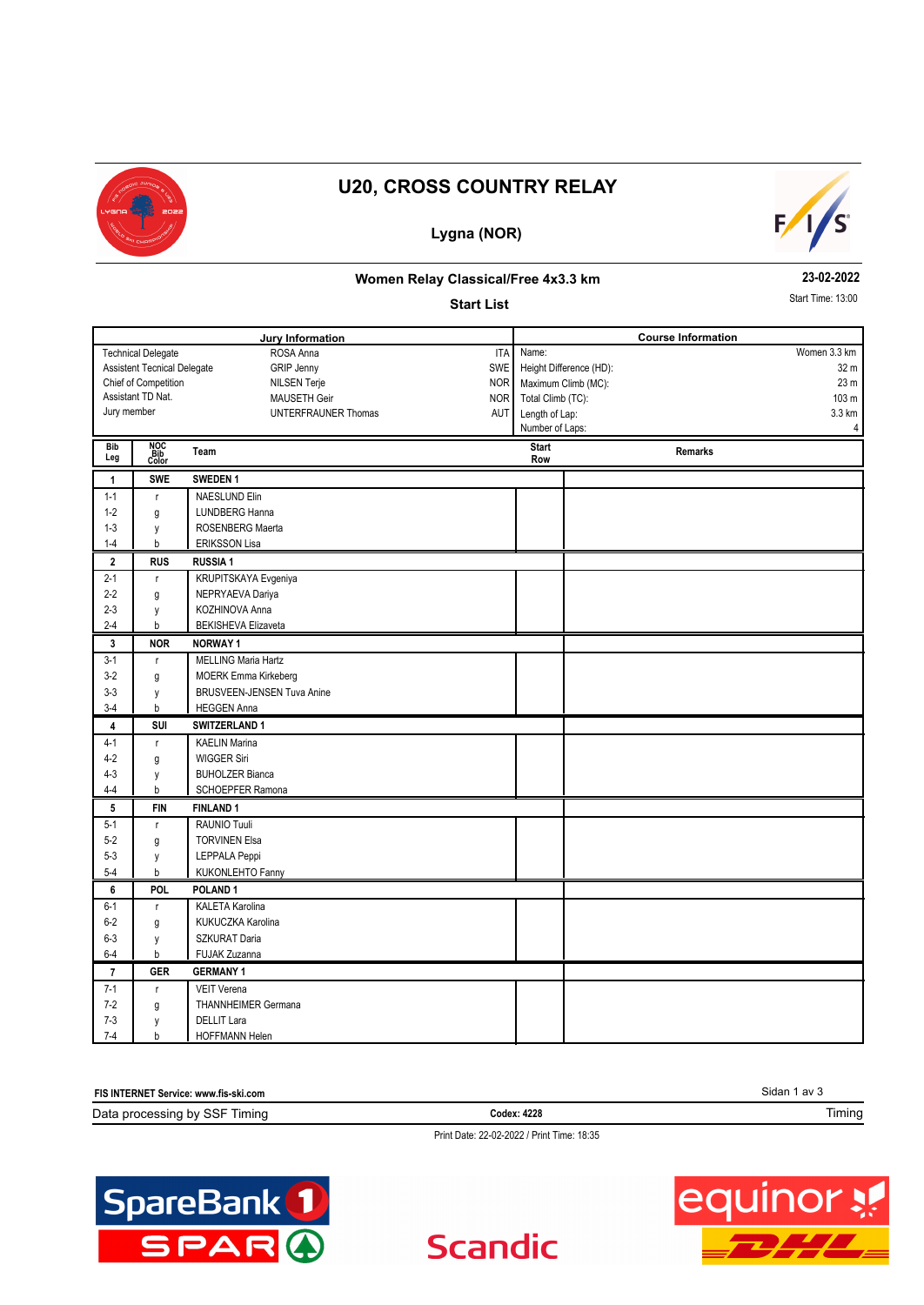# U20, CROSS COUNTRY RELAY

## Lygna (NOR)

### Women Relay Classical/Free 4x3.3 km

**23-02-2022**

**Start List**

Start Time: 13:00

| Jury Information | | | Course Information | |
|---|---|---|---|---|
| Technical Delegate | ROSA Anna | ITA | Name: | Women 3.3 km |
| Assistent Tecnical Delegate | GRIP Jenny | SWE | Height Difference (HD): | 32 m |
| Chief of Competition | NILSEN Terje | NOR | Maximum Climb (MC): | 23 m |
| Assistant TD Nat. | MAUSETH Geir | NOR | Total Climb (TC): | 103 m |
| Jury member | UNTERFRAUNER Thomas | AUT | Length of Lap: | 3.3 km |
| | | | Number of Laps: | 4 |

| Bib Leg | NOC Bib Color | Team | Start Row | Remarks |
|---|---|---|---|---|
| **1** | **SWE** | **SWEDEN 1** | | |
| 1-1 | r | NAESLUND Elin | | |
| 1-2 | g | LUNDBERG Hanna | | |
| 1-3 | y | ROSENBERG Maerta | | |
| 1-4 | b | ERIKSSON Lisa | | |
| **2** | **RUS** | **RUSSIA 1** | | |
| 2-1 | r | KRUPITSKAYA Evgeniya | | |
| 2-2 | g | NEPRYAEVA Dariya | | |
| 2-3 | y | KOZHINOVA Anna | | |
| 2-4 | b | BEKISHEVA Elizaveta | | |
| **3** | **NOR** | **NORWAY 1** | | |
| 3-1 | r | MELLING Maria Hartz | | |
| 3-2 | g | MOERK Emma Kirkeberg | | |
| 3-3 | y | BRUSVEEN-JENSEN Tuva Anine | | |
| 3-4 | b | HEGGEN Anna | | |
| **4** | **SUI** | **SWITZERLAND 1** | | |
| 4-1 | r | KAELIN Marina | | |
| 4-2 | g | WIGGER Siri | | |
| 4-3 | y | BUHOLZER Bianca | | |
| 4-4 | b | SCHOEPFER Ramona | | |
| **5** | **FIN** | **FINLAND 1** | | |
| 5-1 | r | RAUNIO Tuuli | | |
| 5-2 | g | TORVINEN Elsa | | |
| 5-3 | y | LEPPALA Peppi | | |
| 5-4 | b | KUKONLEHTO Fanny | | |
| **6** | **POL** | **POLAND 1** | | |
| 6-1 | r | KALETA Karolina | | |
| 6-2 | g | KUKUCZKA Karolina | | |
| 6-3 | y | SZKURAT Daria | | |
| 6-4 | b | FUJAK Zuzanna | | |
| **7** | **GER** | **GERMANY 1** | | |
| 7-1 | r | VEIT Verena | | |
| 7-2 | g | THANNHEIMER Germana | | |
| 7-3 | y | DELLIT Lara | | |
| 7-4 | b | HOFFMANN Helen | | |

FIS INTERNET Service: www.fis-ski.com

Data processing by SSF Timing — Codex: 4228 — Timing

Print Date: 22-02-2022 / Print Time: 18:35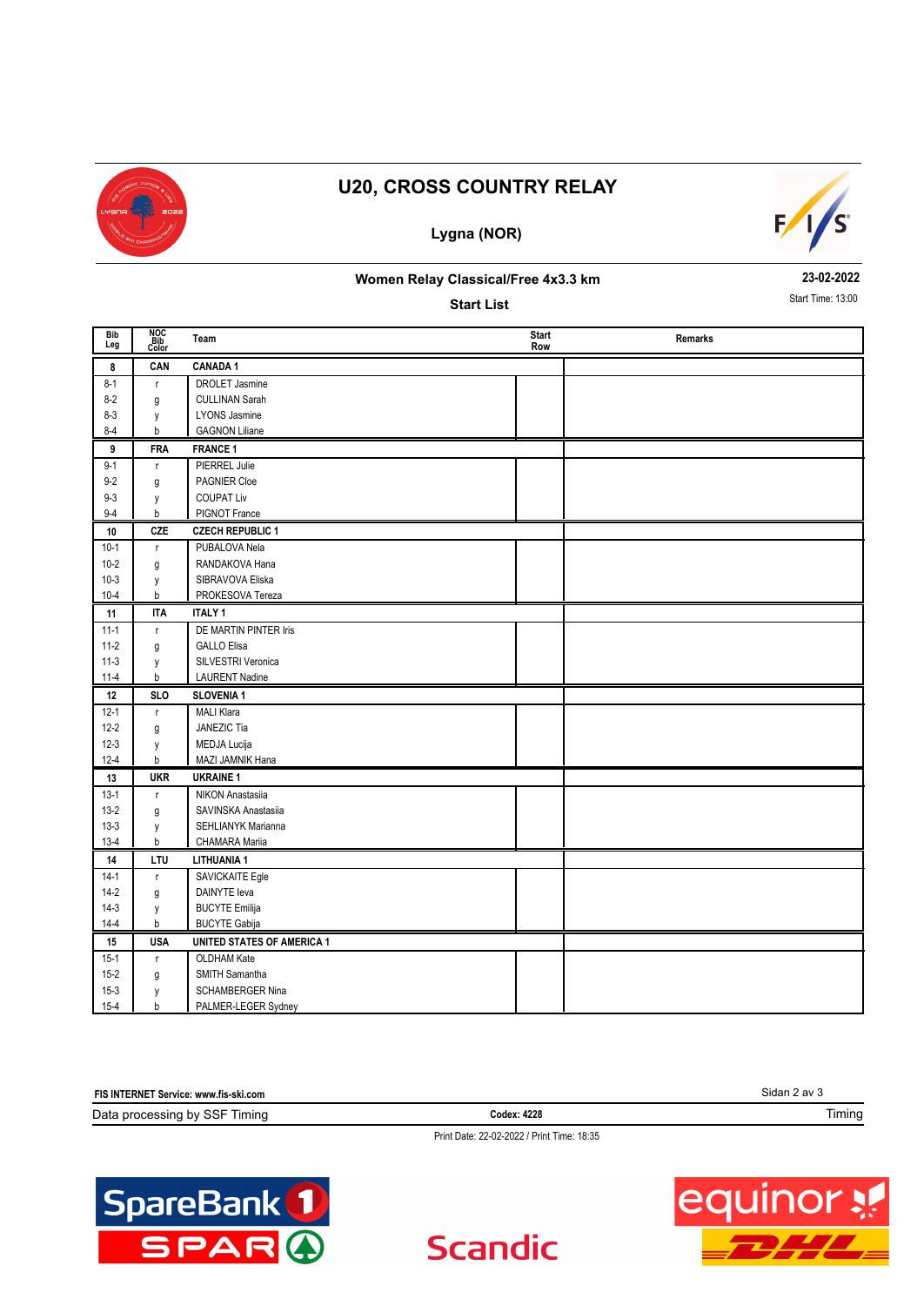# U20, CROSS COUNTRY RELAY

## Lygna (NOR)

### Women Relay Classical/Free 4x3.3 km

23-02-2022

### Start List

Start Time: 13:00

| Bib Leg | NOC Bib Color | Team | Start Row | Remarks |
|---|---|---|---|---|
| **8** | **CAN** | **CANADA 1** | | |
| 8-1 | r | DROLET Jasmine | | |
| 8-2 | g | CULLINAN Sarah | | |
| 8-3 | y | LYONS Jasmine | | |
| 8-4 | b | GAGNON Liliane | | |
| **9** | **FRA** | **FRANCE 1** | | |
| 9-1 | r | PIERREL Julie | | |
| 9-2 | g | PAGNIER Cloe | | |
| 9-3 | y | COUPAT Liv | | |
| 9-4 | b | PIGNOT France | | |
| **10** | **CZE** | **CZECH REPUBLIC 1** | | |
| 10-1 | r | PUBALOVA Nela | | |
| 10-2 | g | RANDAKOVA Hana | | |
| 10-3 | y | SIBRAVOVA Eliska | | |
| 10-4 | b | PROKESOVA Tereza | | |
| **11** | **ITA** | **ITALY 1** | | |
| 11-1 | r | DE MARTIN PINTER Iris | | |
| 11-2 | g | GALLO Elisa | | |
| 11-3 | y | SILVESTRI Veronica | | |
| 11-4 | b | LAURENT Nadine | | |
| **12** | **SLO** | **SLOVENIA 1** | | |
| 12-1 | r | MALI Klara | | |
| 12-2 | g | JANEZIC Tia | | |
| 12-3 | y | MEDJA Lucija | | |
| 12-4 | b | MAZI JAMNIK Hana | | |
| **13** | **UKR** | **UKRAINE 1** | | |
| 13-1 | r | NIKON Anastasiia | | |
| 13-2 | g | SAVINSKA Anastasiia | | |
| 13-3 | y | SEHLIANYK Marianna | | |
| 13-4 | b | CHAMARA Mariia | | |
| **14** | **LTU** | **LITHUANIA 1** | | |
| 14-1 | r | SAVICKAITE Egle | | |
| 14-2 | g | DAINYTE Ieva | | |
| 14-3 | y | BUCYTE Emilija | | |
| 14-4 | b | BUCYTE Gabija | | |
| **15** | **USA** | **UNITED STATES OF AMERICA 1** | | |
| 15-1 | r | OLDHAM Kate | | |
| 15-2 | g | SMITH Samantha | | |
| 15-3 | y | SCHAMBERGER Nina | | |
| 15-4 | b | PALMER-LEGER Sydney | | |

FIS INTERNET Service: www.fis-ski.com

Data processing by SSF Timing | Codex: 4228 | Timing

Print Date: 22-02-2022 / Print Time: 18:35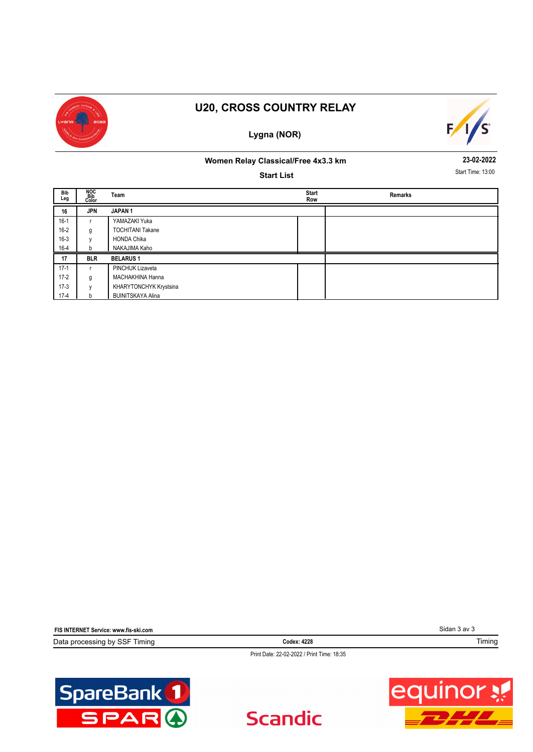# U20, CROSS COUNTRY RELAY

## Lygna (NOR)

### Women Relay Classical/Free 4x3.3 km

23-02-2022

### Start List

Start Time: 13:00

| Bib Leg | NOC Bib Color | Team | Start Row | Remarks |
|---|---|---|---|---|
| **16** | **JPN** | **JAPAN 1** | | |
| 16-1 | r | YAMAZAKI Yuka | | |
| 16-2 | g | TOCHITANI Takane | | |
| 16-3 | y | HONDA Chika | | |
| 16-4 | b | NAKAJIMA Kaho | | |
| **17** | **BLR** | **BELARUS 1** | | |
| 17-1 | r | PINCHUK Lizaveta | | |
| 17-2 | g | MACHAKHINA Hanna | | |
| 17-3 | y | KHARYTONCHYK Krystsina | | |
| 17-4 | b | BUINITSKAYA Alina | | |

FIS INTERNET Service: www.fis-ski.com

Data processing by SSF Timing

Codex: 4228

Timing

Print Date: 22-02-2022 / Print Time: 18:35